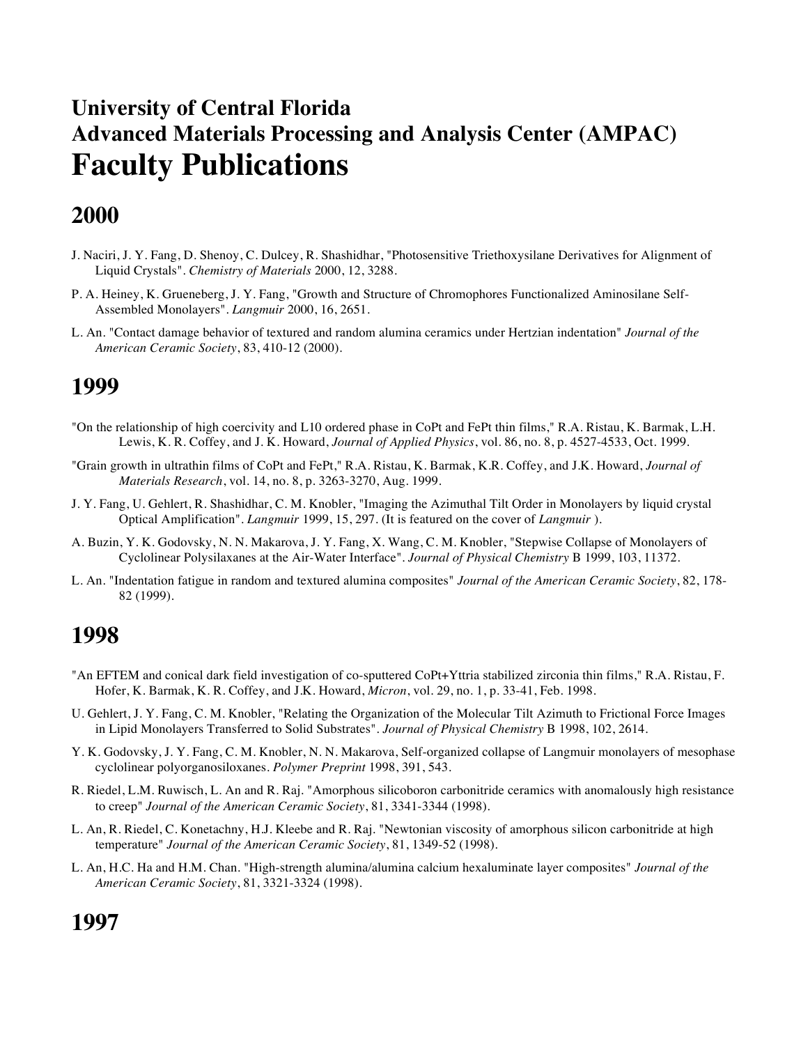# University of Central Florida
# Advanced Materials Processing and Analysis Center (AMPAC)
# Faculty Publications

## 2000

J. Naciri, J. Y. Fang, D. Shenoy, C. Dulcey, R. Shashidhar, "Photosensitive Triethoxysilane Derivatives for Alignment of Liquid Crystals". *Chemistry of Materials* 2000, 12, 3288.

P. A. Heiney, K. Grueneberg, J. Y. Fang, "Growth and Structure of Chromophores Functionalized Aminosilane Self-Assembled Monolayers". *Langmuir* 2000, 16, 2651.

L. An. "Contact damage behavior of textured and random alumina ceramics under Hertzian indentation" *Journal of the American Ceramic Society*, 83, 410-12 (2000).

## 1999

"On the relationship of high coercivity and L10 ordered phase in CoPt and FePt thin films," R.A. Ristau, K. Barmak, L.H. Lewis, K. R. Coffey, and J. K. Howard, *Journal of Applied Physics*, vol. 86, no. 8, p. 4527-4533, Oct. 1999.

"Grain growth in ultrathin films of CoPt and FePt," R.A. Ristau, K. Barmak, K.R. Coffey, and J.K. Howard, *Journal of Materials Research*, vol. 14, no. 8, p. 3263-3270, Aug. 1999.

J. Y. Fang, U. Gehlert, R. Shashidhar, C. M. Knobler, "Imaging the Azimuthal Tilt Order in Monolayers by liquid crystal Optical Amplification". *Langmuir* 1999, 15, 297. (It is featured on the cover of *Langmuir* ).

A. Buzin, Y. K. Godovsky, N. N. Makarova, J. Y. Fang, X. Wang, C. M. Knobler, "Stepwise Collapse of Monolayers of Cyclolinear Polysilaxanes at the Air-Water Interface". *Journal of Physical Chemistry* B 1999, 103, 11372.

L. An. "Indentation fatigue in random and textured alumina composites" *Journal of the American Ceramic Society*, 82, 178-82 (1999).

## 1998

"An EFTEM and conical dark field investigation of co-sputtered CoPt+Yttria stabilized zirconia thin films," R.A. Ristau, F. Hofer, K. Barmak, K. R. Coffey, and J.K. Howard, *Micron*, vol. 29, no. 1, p. 33-41, Feb. 1998.

U. Gehlert, J. Y. Fang, C. M. Knobler, "Relating the Organization of the Molecular Tilt Azimuth to Frictional Force Images in Lipid Monolayers Transferred to Solid Substrates". *Journal of Physical Chemistry* B 1998, 102, 2614.

Y. K. Godovsky, J. Y. Fang, C. M. Knobler, N. N. Makarova, Self-organized collapse of Langmuir monolayers of mesophase cyclolinear polyorganosiloxanes. *Polymer Preprint* 1998, 391, 543.

R. Riedel, L.M. Ruwisch, L. An and R. Raj. "Amorphous silicoboron carbonitride ceramics with anomalously high resistance to creep" *Journal of the American Ceramic Society*, 81, 3341-3344 (1998).

L. An, R. Riedel, C. Konetachny, H.J. Kleebe and R. Raj. "Newtonian viscosity of amorphous silicon carbonitride at high temperature" *Journal of the American Ceramic Society*, 81, 1349-52 (1998).

L. An, H.C. Ha and H.M. Chan. "High-strength alumina/alumina calcium hexaluminate layer composites" *Journal of the American Ceramic Society*, 81, 3321-3324 (1998).

## 1997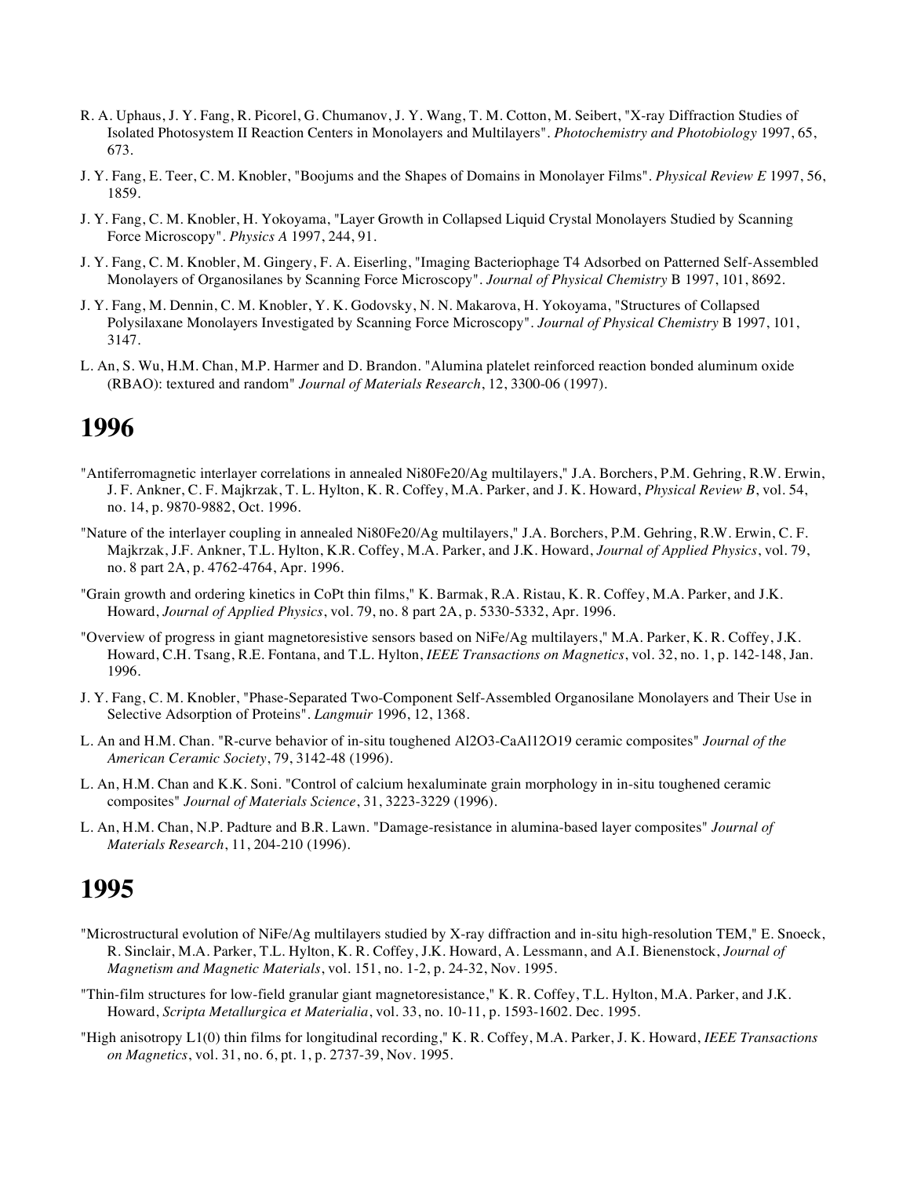R. A. Uphaus, J. Y. Fang, R. Picorel, G. Chumanov, J. Y. Wang, T. M. Cotton, M. Seibert, "X-ray Diffraction Studies of Isolated Photosystem II Reaction Centers in Monolayers and Multilayers". *Photochemistry and Photobiology* 1997, 65, 673.

J. Y. Fang, E. Teer, C. M. Knobler, "Boojums and the Shapes of Domains in Monolayer Films". *Physical Review E* 1997, 56, 1859.

J. Y. Fang, C. M. Knobler, H. Yokoyama, "Layer Growth in Collapsed Liquid Crystal Monolayers Studied by Scanning Force Microscopy". *Physics A* 1997, 244, 91.

J. Y. Fang, C. M. Knobler, M. Gingery, F. A. Eiserling, "Imaging Bacteriophage T4 Adsorbed on Patterned Self-Assembled Monolayers of Organosilanes by Scanning Force Microscopy". *Journal of Physical Chemistry* B 1997, 101, 8692.

J. Y. Fang, M. Dennin, C. M. Knobler, Y. K. Godovsky, N. N. Makarova, H. Yokoyama, "Structures of Collapsed Polysilaxane Monolayers Investigated by Scanning Force Microscopy". *Journal of Physical Chemistry* B 1997, 101, 3147.

L. An, S. Wu, H.M. Chan, M.P. Harmer and D. Brandon. "Alumina platelet reinforced reaction bonded aluminum oxide (RBAO): textured and random" *Journal of Materials Research*, 12, 3300-06 (1997).

# 1996

"Antiferromagnetic interlayer correlations in annealed Ni80Fe20/Ag multilayers," J.A. Borchers, P.M. Gehring, R.W. Erwin, J. F. Ankner, C. F. Majkrzak, T. L. Hylton, K. R. Coffey, M.A. Parker, and J. K. Howard, *Physical Review B*, vol. 54, no. 14, p. 9870-9882, Oct. 1996.

"Nature of the interlayer coupling in annealed Ni80Fe20/Ag multilayers," J.A. Borchers, P.M. Gehring, R.W. Erwin, C. F. Majkrzak, J.F. Ankner, T.L. Hylton, K.R. Coffey, M.A. Parker, and J.K. Howard, *Journal of Applied Physics*, vol. 79, no. 8 part 2A, p. 4762-4764, Apr. 1996.

"Grain growth and ordering kinetics in CoPt thin films," K. Barmak, R.A. Ristau, K. R. Coffey, M.A. Parker, and J.K. Howard, *Journal of Applied Physics*, vol. 79, no. 8 part 2A, p. 5330-5332, Apr. 1996.

"Overview of progress in giant magnetoresistive sensors based on NiFe/Ag multilayers," M.A. Parker, K. R. Coffey, J.K. Howard, C.H. Tsang, R.E. Fontana, and T.L. Hylton, *IEEE Transactions on Magnetics*, vol. 32, no. 1, p. 142-148, Jan. 1996.

J. Y. Fang, C. M. Knobler, "Phase-Separated Two-Component Self-Assembled Organosilane Monolayers and Their Use in Selective Adsorption of Proteins". *Langmuir* 1996, 12, 1368.

L. An and H.M. Chan. "R-curve behavior of in-situ toughened Al2O3-CaAl12O19 ceramic composites" *Journal of the American Ceramic Society*, 79, 3142-48 (1996).

L. An, H.M. Chan and K.K. Soni. "Control of calcium hexaluminate grain morphology in in-situ toughened ceramic composites" *Journal of Materials Science*, 31, 3223-3229 (1996).

L. An, H.M. Chan, N.P. Padture and B.R. Lawn. "Damage-resistance in alumina-based layer composites" *Journal of Materials Research*, 11, 204-210 (1996).

# 1995

"Microstructural evolution of NiFe/Ag multilayers studied by X-ray diffraction and in-situ high-resolution TEM," E. Snoeck, R. Sinclair, M.A. Parker, T.L. Hylton, K. R. Coffey, J.K. Howard, A. Lessmann, and A.I. Bienenstock, *Journal of Magnetism and Magnetic Materials*, vol. 151, no. 1-2, p. 24-32, Nov. 1995.

"Thin-film structures for low-field granular giant magnetoresistance," K. R. Coffey, T.L. Hylton, M.A. Parker, and J.K. Howard, *Scripta Metallurgica et Materialia*, vol. 33, no. 10-11, p. 1593-1602. Dec. 1995.

"High anisotropy L1(0) thin films for longitudinal recording," K. R. Coffey, M.A. Parker, J. K. Howard, *IEEE Transactions on Magnetics*, vol. 31, no. 6, pt. 1, p. 2737-39, Nov. 1995.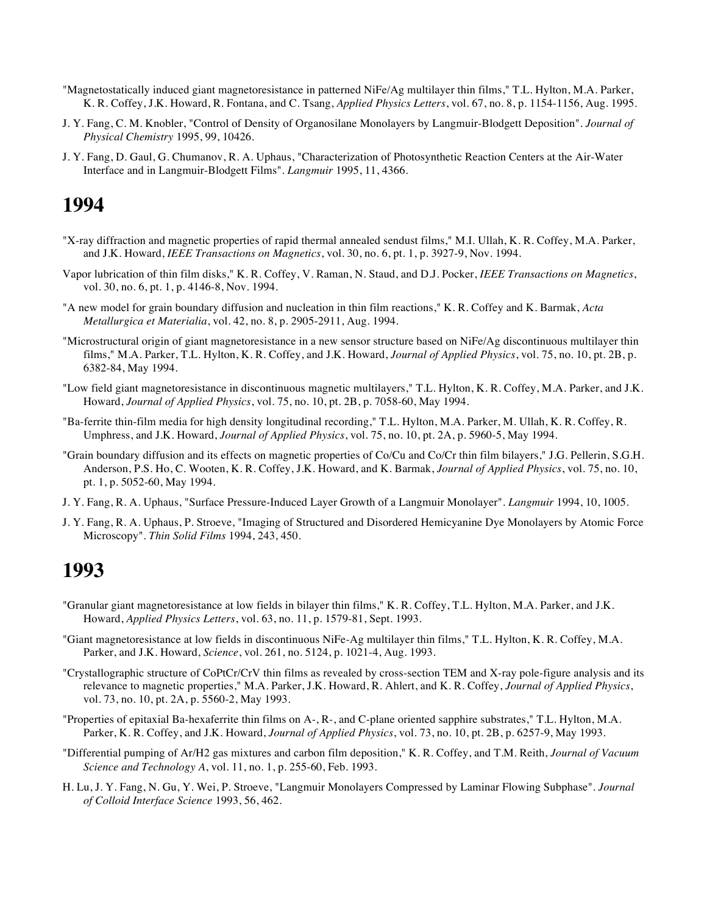"Magnetostatically induced giant magnetoresistance in patterned NiFe/Ag multilayer thin films," T.L. Hylton, M.A. Parker, K. R. Coffey, J.K. Howard, R. Fontana, and C. Tsang, *Applied Physics Letters*, vol. 67, no. 8, p. 1154-1156, Aug. 1995.

J. Y. Fang, C. M. Knobler, "Control of Density of Organosilane Monolayers by Langmuir-Blodgett Deposition". *Journal of Physical Chemistry* 1995, 99, 10426.

J. Y. Fang, D. Gaul, G. Chumanov, R. A. Uphaus, "Characterization of Photosynthetic Reaction Centers at the Air-Water Interface and in Langmuir-Blodgett Films". *Langmuir* 1995, 11, 4366.

# 1994

"X-ray diffraction and magnetic properties of rapid thermal annealed sendust films," M.I. Ullah, K. R. Coffey, M.A. Parker, and J.K. Howard, *IEEE Transactions on Magnetics*, vol. 30, no. 6, pt. 1, p. 3927-9, Nov. 1994.

Vapor lubrication of thin film disks," K. R. Coffey, V. Raman, N. Staud, and D.J. Pocker, *IEEE Transactions on Magnetics*, vol. 30, no. 6, pt. 1, p. 4146-8, Nov. 1994.

"A new model for grain boundary diffusion and nucleation in thin film reactions," K. R. Coffey and K. Barmak, *Acta Metallurgica et Materialia*, vol. 42, no. 8, p. 2905-2911, Aug. 1994.

"Microstructural origin of giant magnetoresistance in a new sensor structure based on NiFe/Ag discontinuous multilayer thin films," M.A. Parker, T.L. Hylton, K. R. Coffey, and J.K. Howard, *Journal of Applied Physics*, vol. 75, no. 10, pt. 2B, p. 6382-84, May 1994.

"Low field giant magnetoresistance in discontinuous magnetic multilayers," T.L. Hylton, K. R. Coffey, M.A. Parker, and J.K. Howard, *Journal of Applied Physics*, vol. 75, no. 10, pt. 2B, p. 7058-60, May 1994.

"Ba-ferrite thin-film media for high density longitudinal recording," T.L. Hylton, M.A. Parker, M. Ullah, K. R. Coffey, R. Umphress, and J.K. Howard, *Journal of Applied Physics*, vol. 75, no. 10, pt. 2A, p. 5960-5, May 1994.

"Grain boundary diffusion and its effects on magnetic properties of Co/Cu and Co/Cr thin film bilayers," J.G. Pellerin, S.G.H. Anderson, P.S. Ho, C. Wooten, K. R. Coffey, J.K. Howard, and K. Barmak, *Journal of Applied Physics*, vol. 75, no. 10, pt. 1, p. 5052-60, May 1994.

J. Y. Fang, R. A. Uphaus, "Surface Pressure-Induced Layer Growth of a Langmuir Monolayer". *Langmuir* 1994, 10, 1005.

J. Y. Fang, R. A. Uphaus, P. Stroeve, "Imaging of Structured and Disordered Hemicyanine Dye Monolayers by Atomic Force Microscopy". *Thin Solid Films* 1994, 243, 450.

# 1993

"Granular giant magnetoresistance at low fields in bilayer thin films," K. R. Coffey, T.L. Hylton, M.A. Parker, and J.K. Howard, *Applied Physics Letters*, vol. 63, no. 11, p. 1579-81, Sept. 1993.

"Giant magnetoresistance at low fields in discontinuous NiFe-Ag multilayer thin films," T.L. Hylton, K. R. Coffey, M.A. Parker, and J.K. Howard, *Science*, vol. 261, no. 5124, p. 1021-4, Aug. 1993.

"Crystallographic structure of CoPtCr/CrV thin films as revealed by cross-section TEM and X-ray pole-figure analysis and its relevance to magnetic properties," M.A. Parker, J.K. Howard, R. Ahlert, and K. R. Coffey, *Journal of Applied Physics*, vol. 73, no. 10, pt. 2A, p. 5560-2, May 1993.

"Properties of epitaxial Ba-hexaferrite thin films on A-, R-, and C-plane oriented sapphire substrates," T.L. Hylton, M.A. Parker, K. R. Coffey, and J.K. Howard, *Journal of Applied Physics*, vol. 73, no. 10, pt. 2B, p. 6257-9, May 1993.

"Differential pumping of Ar/H2 gas mixtures and carbon film deposition," K. R. Coffey, and T.M. Reith, *Journal of Vacuum Science and Technology A*, vol. 11, no. 1, p. 255-60, Feb. 1993.

H. Lu, J. Y. Fang, N. Gu, Y. Wei, P. Stroeve, "Langmuir Monolayers Compressed by Laminar Flowing Subphase". *Journal of Colloid Interface Science* 1993, 56, 462.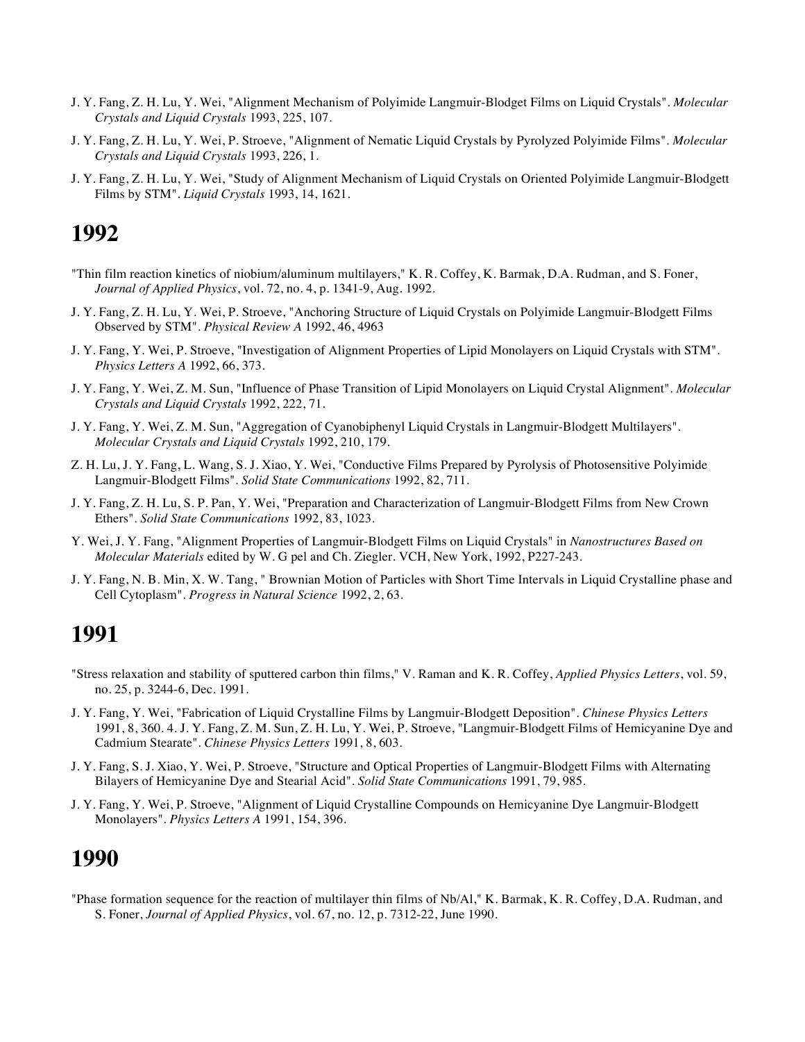J. Y. Fang, Z. H. Lu, Y. Wei, "Alignment Mechanism of Polyimide Langmuir-Blodget Films on Liquid Crystals". *Molecular Crystals and Liquid Crystals* 1993, 225, 107.

J. Y. Fang, Z. H. Lu, Y. Wei, P. Stroeve, "Alignment of Nematic Liquid Crystals by Pyrolyzed Polyimide Films". *Molecular Crystals and Liquid Crystals* 1993, 226, 1.

J. Y. Fang, Z. H. Lu, Y. Wei, "Study of Alignment Mechanism of Liquid Crystals on Oriented Polyimide Langmuir-Blodgett Films by STM". *Liquid Crystals* 1993, 14, 1621.

# 1992

"Thin film reaction kinetics of niobium/aluminum multilayers," K. R. Coffey, K. Barmak, D.A. Rudman, and S. Foner, *Journal of Applied Physics*, vol. 72, no. 4, p. 1341-9, Aug. 1992.

J. Y. Fang, Z. H. Lu, Y. Wei, P. Stroeve, "Anchoring Structure of Liquid Crystals on Polyimide Langmuir-Blodgett Films Observed by STM". *Physical Review A* 1992, 46, 4963

J. Y. Fang, Y. Wei, P. Stroeve, "Investigation of Alignment Properties of Lipid Monolayers on Liquid Crystals with STM". *Physics Letters A* 1992, 66, 373.

J. Y. Fang, Y. Wei, Z. M. Sun, "Influence of Phase Transition of Lipid Monolayers on Liquid Crystal Alignment". *Molecular Crystals and Liquid Crystals* 1992, 222, 71.

J. Y. Fang, Y. Wei, Z. M. Sun, "Aggregation of Cyanobiphenyl Liquid Crystals in Langmuir-Blodgett Multilayers". *Molecular Crystals and Liquid Crystals* 1992, 210, 179.

Z. H. Lu, J. Y. Fang, L. Wang, S. J. Xiao, Y. Wei, "Conductive Films Prepared by Pyrolysis of Photosensitive Polyimide Langmuir-Blodgett Films". *Solid State Communications* 1992, 82, 711.

J. Y. Fang, Z. H. Lu, S. P. Pan, Y. Wei, "Preparation and Characterization of Langmuir-Blodgett Films from New Crown Ethers". *Solid State Communications* 1992, 83, 1023.

Y. Wei, J. Y. Fang, "Alignment Properties of Langmuir-Blodgett Films on Liquid Crystals" in *Nanostructures Based on Molecular Materials* edited by W. G pel and Ch. Ziegler. VCH, New York, 1992, P227-243.

J. Y. Fang, N. B. Min, X. W. Tang, " Brownian Motion of Particles with Short Time Intervals in Liquid Crystalline phase and Cell Cytoplasm". *Progress in Natural Science* 1992, 2, 63.

# 1991

"Stress relaxation and stability of sputtered carbon thin films," V. Raman and K. R. Coffey, *Applied Physics Letters*, vol. 59, no. 25, p. 3244-6, Dec. 1991.

J. Y. Fang, Y. Wei, "Fabrication of Liquid Crystalline Films by Langmuir-Blodgett Deposition". *Chinese Physics Letters* 1991, 8, 360. 4. J. Y. Fang, Z. M. Sun, Z. H. Lu, Y. Wei, P. Stroeve, "Langmuir-Blodgett Films of Hemicyanine Dye and Cadmium Stearate". *Chinese Physics Letters* 1991, 8, 603.

J. Y. Fang, S. J. Xiao, Y. Wei, P. Stroeve, "Structure and Optical Properties of Langmuir-Blodgett Films with Alternating Bilayers of Hemicyanine Dye and Stearial Acid". *Solid State Communications* 1991, 79, 985.

J. Y. Fang, Y. Wei, P. Stroeve, "Alignment of Liquid Crystalline Compounds on Hemicyanine Dye Langmuir-Blodgett Monolayers". *Physics Letters A* 1991, 154, 396.

# 1990

"Phase formation sequence for the reaction of multilayer thin films of Nb/Al," K. Barmak, K. R. Coffey, D.A. Rudman, and S. Foner, *Journal of Applied Physics*, vol. 67, no. 12, p. 7312-22, June 1990.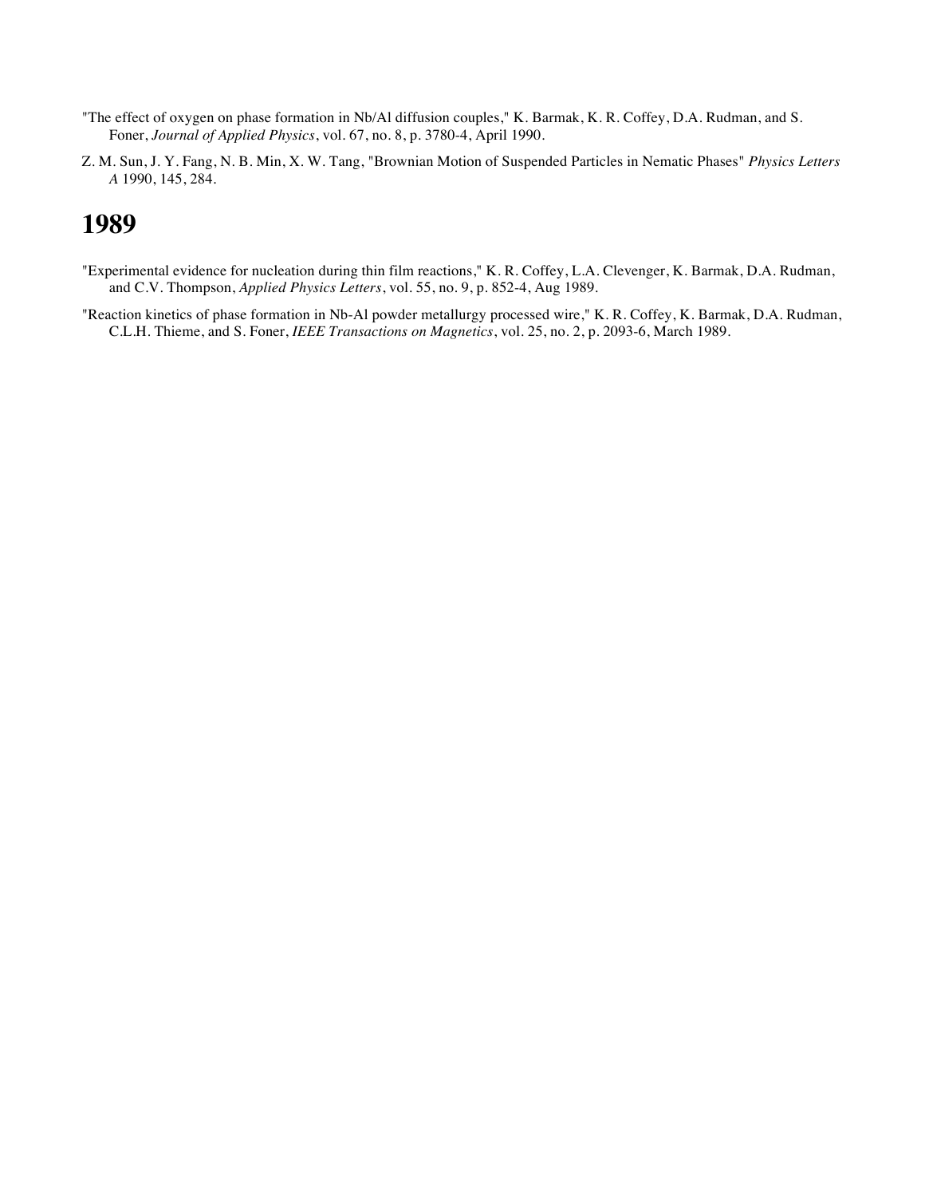"The effect of oxygen on phase formation in Nb/Al diffusion couples," K. Barmak, K. R. Coffey, D.A. Rudman, and S. Foner, *Journal of Applied Physics*, vol. 67, no. 8, p. 3780-4, April 1990.

Z. M. Sun, J. Y. Fang, N. B. Min, X. W. Tang, "Brownian Motion of Suspended Particles in Nematic Phases" *Physics Letters A* 1990, 145, 284.

# 1989

"Experimental evidence for nucleation during thin film reactions," K. R. Coffey, L.A. Clevenger, K. Barmak, D.A. Rudman, and C.V. Thompson, *Applied Physics Letters*, vol. 55, no. 9, p. 852-4, Aug 1989.

"Reaction kinetics of phase formation in Nb-Al powder metallurgy processed wire," K. R. Coffey, K. Barmak, D.A. Rudman, C.L.H. Thieme, and S. Foner, *IEEE Transactions on Magnetics*, vol. 25, no. 2, p. 2093-6, March 1989.